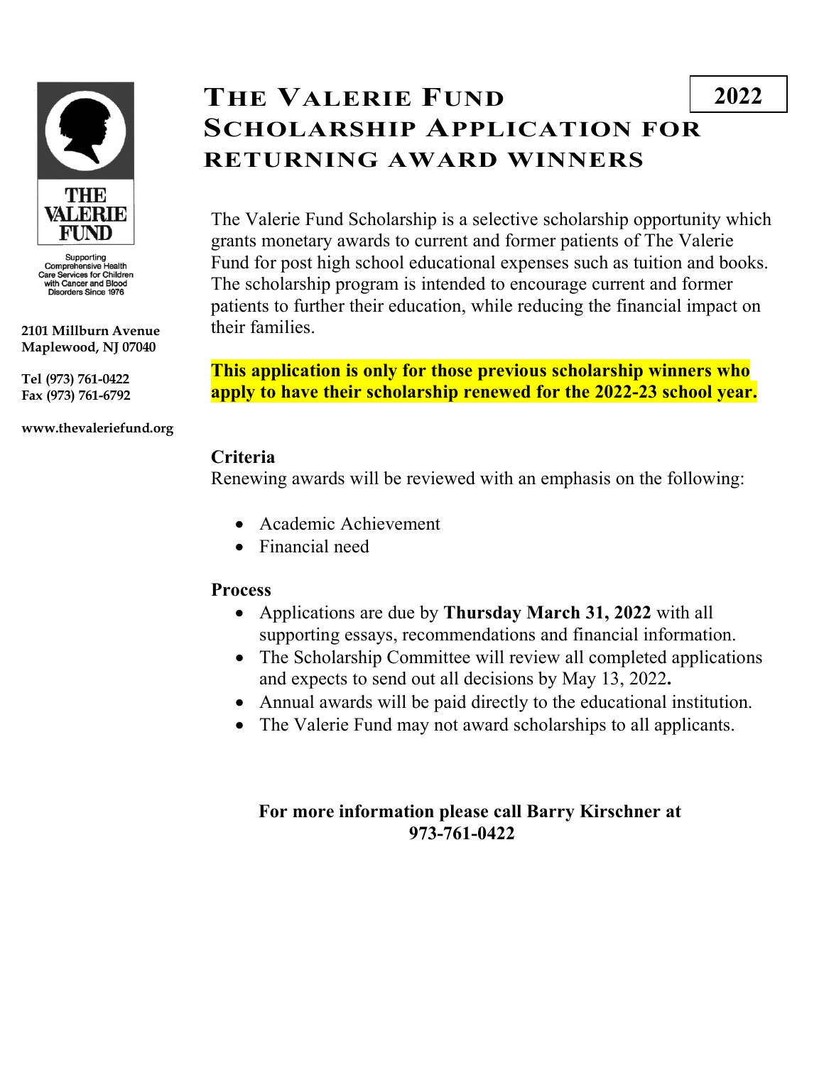THE VALERIE FUND

Supporting Comprehensive Health Care Services for Children with Cancer and Blood Disorders Since 1976

**2101 Millburn Avenue**
**Maplewood, NJ 07040**

**Tel (973) 761-0422**
**Fax (973) 761-6792**

**www.thevaleriefund.org**

# THE VALERIE FUND SCHOLARSHIP APPLICATION FOR RETURNING AWARD WINNERS

**2022**

The Valerie Fund Scholarship is a selective scholarship opportunity which grants monetary awards to current and former patients of The Valerie Fund for post high school educational expenses such as tuition and books. The scholarship program is intended to encourage current and former patients to further their education, while reducing the financial impact on their families.

**This application is only for those previous scholarship winners who apply to have their scholarship renewed for the 2022-23 school year.**

## Criteria

Renewing awards will be reviewed with an emphasis on the following:

- Academic Achievement
- Financial need

## Process

- Applications are due by **Thursday March 31, 2022** with all supporting essays, recommendations and financial information.
- The Scholarship Committee will review all completed applications and expects to send out all decisions by May 13, 2022**.**
- Annual awards will be paid directly to the educational institution.
- The Valerie Fund may not award scholarships to all applicants.

**For more information please call Barry Kirschner at 973-761-0422**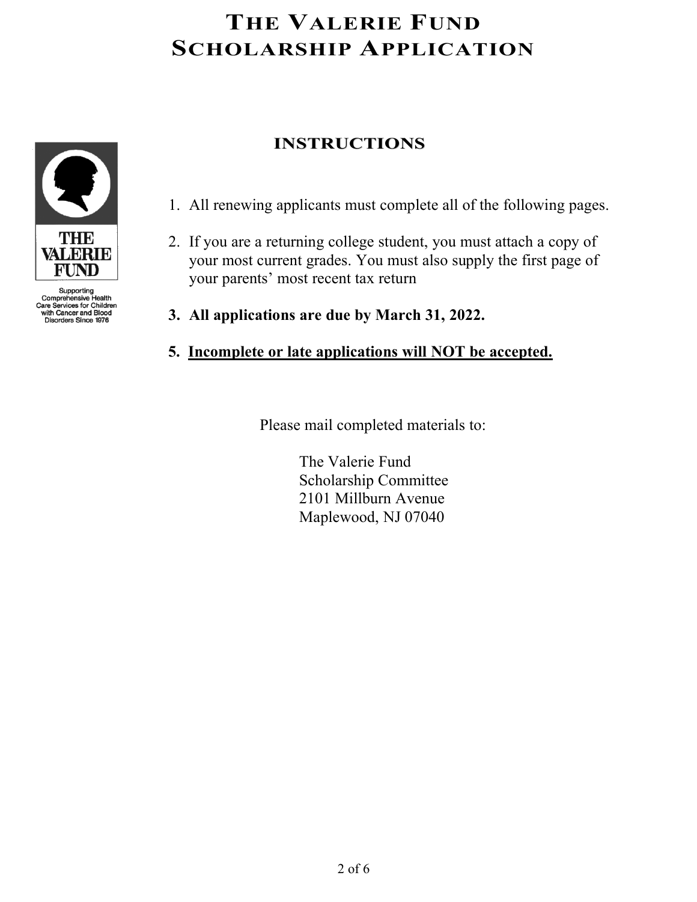# THE VALERIE FUND SCHOLARSHIP APPLICATION

THE VALERIE FUND

Supporting Comprehensive Health Care Services for Children with Cancer and Blood Disorders Since 1976

## INSTRUCTIONS

1. All renewing applicants must complete all of the following pages.

2. If you are a returning college student, you must attach a copy of your most current grades. You must also supply the first page of your parents' most recent tax return

**3. All applications are due by March 31, 2022.**

**5. <u>Incomplete or late applications will NOT be accepted.</u>**

Please mail completed materials to:

The Valerie Fund
Scholarship Committee
2101 Millburn Avenue
Maplewood, NJ 07040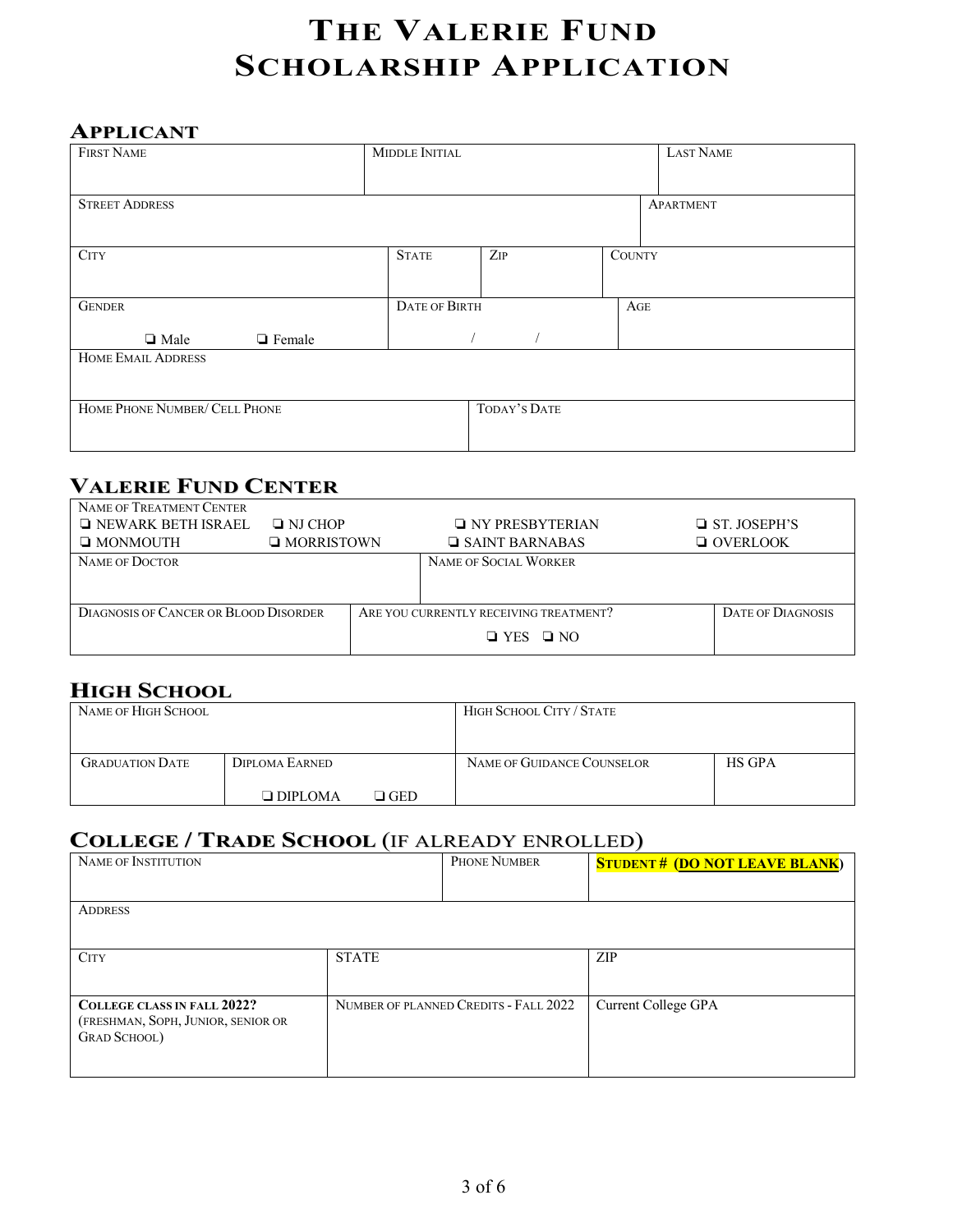# THE VALERIE FUND
# SCHOLARSHIP APPLICATION

## APPLICANT

| FIRST NAME | MIDDLE INITIAL | LAST NAME |
|---|---|---|
| | | |

| STREET ADDRESS | APARTMENT |
|---|---|
| | |

| CITY | STATE | ZIP | COUNTY |
|---|---|---|---|
| | | | |

| GENDER | DATE OF BIRTH | AGE |
|---|---|---|
| ❑ Male ❑ Female | / / | |

| HOME EMAIL ADDRESS |
|---|
| |

| HOME PHONE NUMBER/ CELL PHONE | TODAY'S DATE |
|---|---|
| | |

## VALERIE FUND CENTER

| NAME OF TREATMENT CENTER | | | |
|---|---|---|---|
| ❑ NEWARK BETH ISRAEL | ❑ NJ CHOP | ❑ NY PRESBYTERIAN | ❑ ST. JOSEPH'S |
| ❑ MONMOUTH | ❑ MORRISTOWN | ❑ SAINT BARNABAS | ❑ OVERLOOK |

| NAME OF DOCTOR | NAME OF SOCIAL WORKER |
|---|---|
| | |

| DIAGNOSIS OF CANCER OR BLOOD DISORDER | ARE YOU CURRENTLY RECEIVING TREATMENT? | DATE OF DIAGNOSIS |
|---|---|---|
| | ❑ YES ❑ NO | |

## HIGH SCHOOL

| NAME OF HIGH SCHOOL | HIGH SCHOOL CITY / STATE |
|---|---|
| | |

| GRADUATION DATE | DIPLOMA EARNED | NAME OF GUIDANCE COUNSELOR | HS GPA |
|---|---|---|---|
| | ❑ DIPLOMA ❑ GED | | |

## COLLEGE / TRADE SCHOOL (IF ALREADY ENROLLED)

| NAME OF INSTITUTION | PHONE NUMBER | **STUDENT # (DO NOT LEAVE BLANK)** |
|---|---|---|
| | | |

| ADDRESS |
|---|
| |

| CITY | STATE | ZIP |
|---|---|---|
| | | |

| **COLLEGE CLASS IN FALL 2022?** (FRESHMAN, SOPH, JUNIOR, SENIOR OR GRAD SCHOOL) | NUMBER OF PLANNED CREDITS - FALL 2022 | Current College GPA |
|---|---|---|
| | | |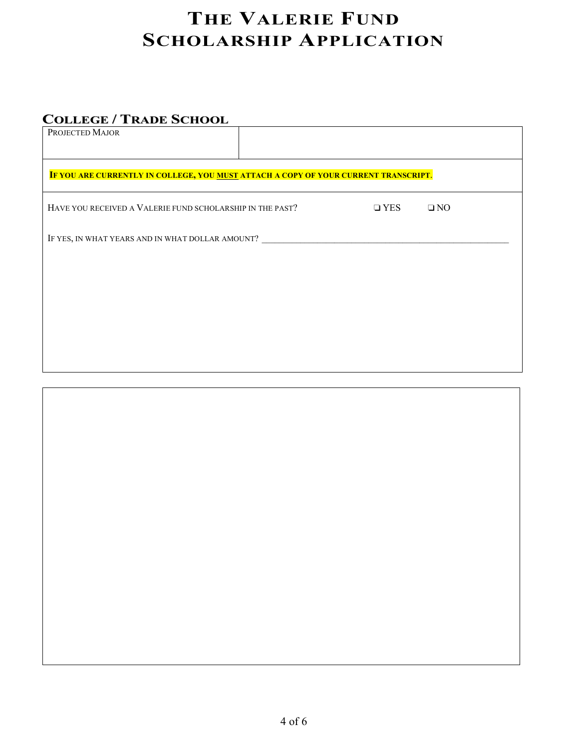# The Valerie Fund Scholarship Application

## College / Trade School

| Projected Major | |
|---|---|

**If you are currently in college, you <u>must</u> attach a copy of your current transcript.**

Have you received a Valerie fund scholarship in the past? ❑ YES ❑ NO

If yes, in what years and in what dollar amount? ______________________________________________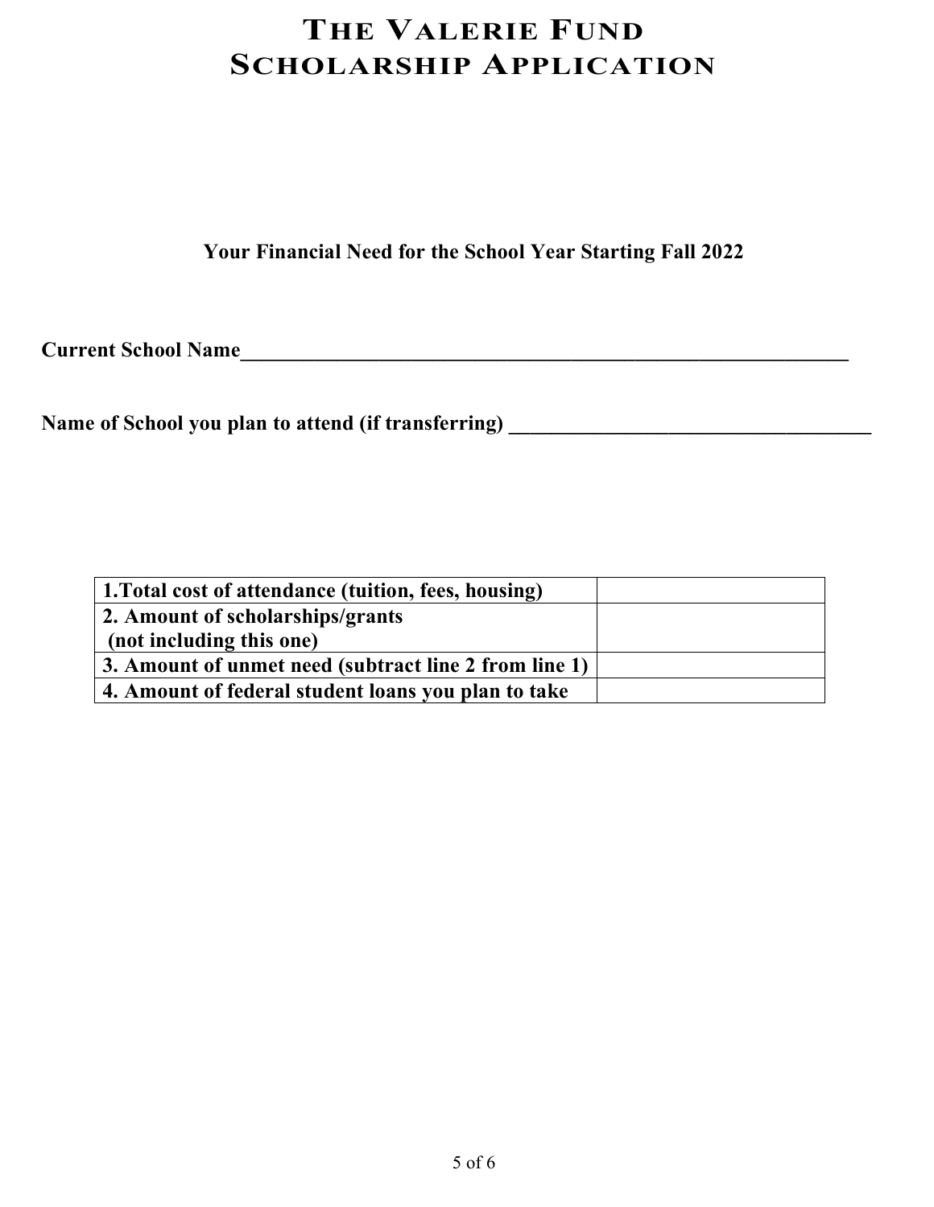# THE VALERIE FUND SCHOLARSHIP APPLICATION

**Your Financial Need for the School Year Starting Fall 2022**

**Current School Name**______________________________________________________________

**Name of School you plan to attend (if transferring)** ___________________________________

| | |
|---|---|
| **1.Total cost of attendance (tuition, fees, housing)** | |
| **2. Amount of scholarships/grants (not including this one)** | |
| **3. Amount of unmet need (subtract line 2 from line 1)** | |
| **4. Amount of federal student loans you plan to take** | |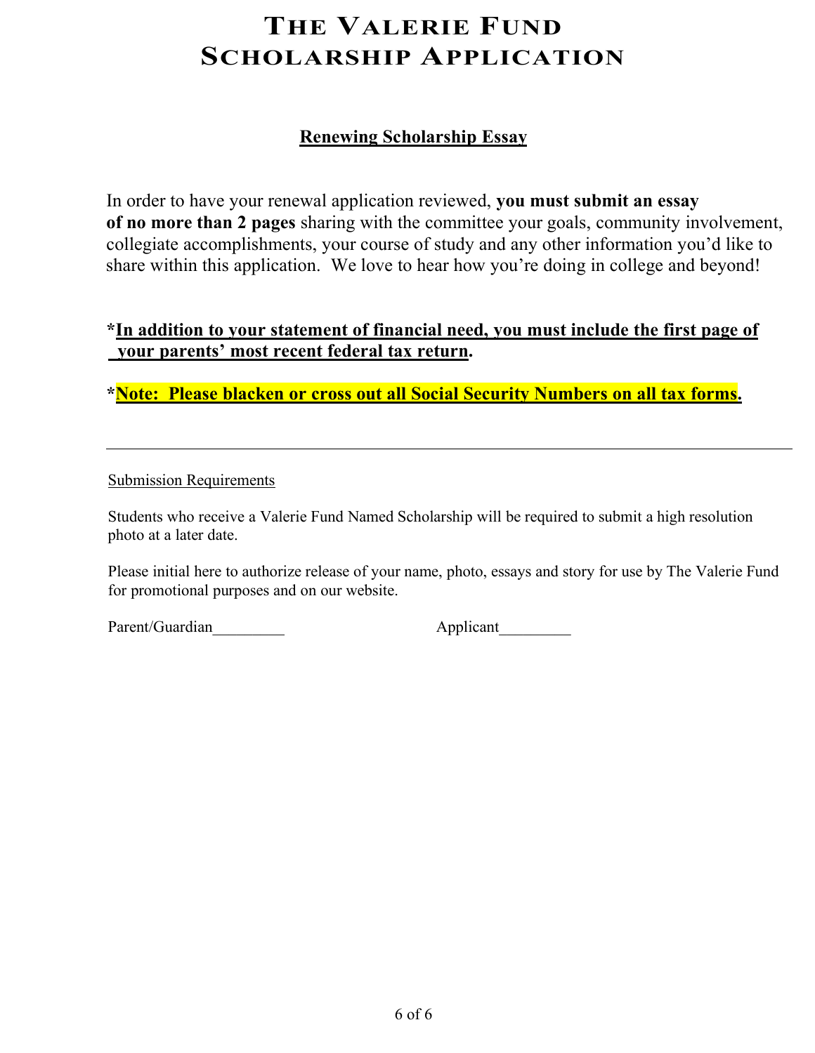# THE VALERIE FUND
# SCHOLARSHIP APPLICATION

## Renewing Scholarship Essay

In order to have your renewal application reviewed, **you must submit an essay of no more than 2 pages** sharing with the committee your goals, community involvement, collegiate accomplishments, your course of study and any other information you'd like to share within this application. We love to hear how you're doing in college and beyond!

**\*In addition to your statement of financial need, you must include the first page of your parents' most recent federal tax return.**

**\*Note: Please blacken or cross out all Social Security Numbers on all tax forms.**

---

Submission Requirements

Students who receive a Valerie Fund Named Scholarship will be required to submit a high resolution photo at a later date.

Please initial here to authorize release of your name, photo, essays and story for use by The Valerie Fund for promotional purposes and on our website.

Parent/Guardian_________ Applicant_________